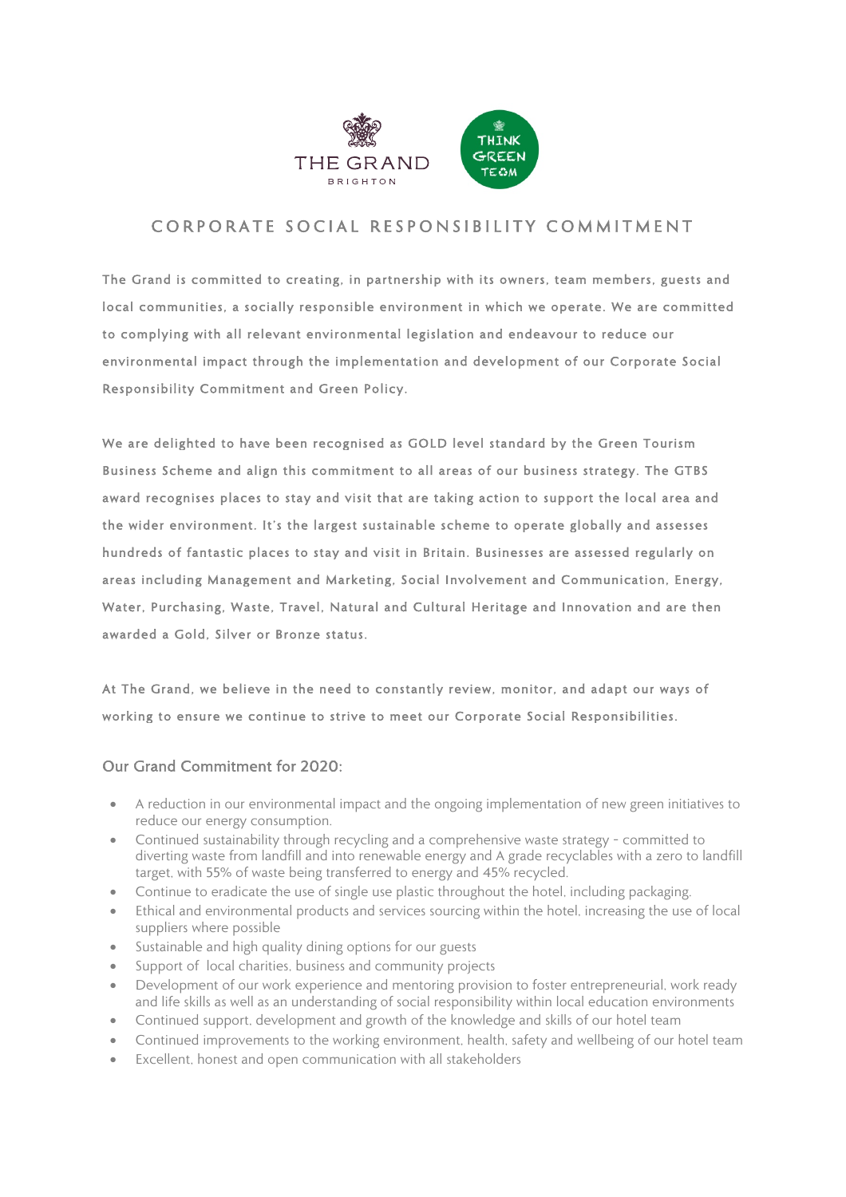THE GRAND
BRIGHTON

THINK GREEN TEAM

# CORPORATE SOCIAL RESPONSIBILITY COMMITMENT

The Grand is committed to creating, in partnership with its owners, team members, guests and local communities, a socially responsible environment in which we operate. We are committed to complying with all relevant environmental legislation and endeavour to reduce our environmental impact through the implementation and development of our Corporate Social Responsibility Commitment and Green Policy.

We are delighted to have been recognised as GOLD level standard by the Green Tourism Business Scheme and align this commitment to all areas of our business strategy. The GTBS award recognises places to stay and visit that are taking action to support the local area and the wider environment. It's the largest sustainable scheme to operate globally and assesses hundreds of fantastic places to stay and visit in Britain. Businesses are assessed regularly on areas including Management and Marketing, Social Involvement and Communication, Energy, Water, Purchasing, Waste, Travel, Natural and Cultural Heritage and Innovation and are then awarded a Gold, Silver or Bronze status.

At The Grand, we believe in the need to constantly review, monitor, and adapt our ways of working to ensure we continue to strive to meet our Corporate Social Responsibilities.

## Our Grand Commitment for 2020:

- A reduction in our environmental impact and the ongoing implementation of new green initiatives to reduce our energy consumption.
- Continued sustainability through recycling and a comprehensive waste strategy - committed to diverting waste from landfill and into renewable energy and A grade recyclables with a zero to landfill target, with 55% of waste being transferred to energy and 45% recycled.
- Continue to eradicate the use of single use plastic throughout the hotel, including packaging.
- Ethical and environmental products and services sourcing within the hotel, increasing the use of local suppliers where possible
- Sustainable and high quality dining options for our guests
- Support of local charities, business and community projects
- Development of our work experience and mentoring provision to foster entrepreneurial, work ready and life skills as well as an understanding of social responsibility within local education environments
- Continued support, development and growth of the knowledge and skills of our hotel team
- Continued improvements to the working environment, health, safety and wellbeing of our hotel team
- Excellent, honest and open communication with all stakeholders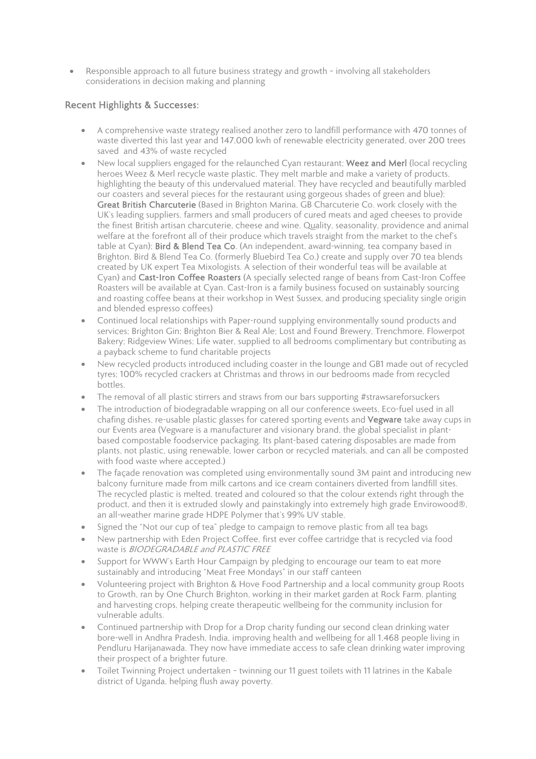- Responsible approach to all future business strategy and growth - involving all stakeholders considerations in decision making and planning

## Recent Highlights & Successes:

- A comprehensive waste strategy realised another zero to landfill performance with 470 tonnes of waste diverted this last year and 147,000 kwh of renewable electricity generated, over 200 trees saved and 43% of waste recycled
- New local suppliers engaged for the relaunched Cyan restaurant; **Weez and Merl** (local recycling heroes Weez & Merl recycle waste plastic. They melt marble and make a variety of products, highlighting the beauty of this undervalued material. They have recycled and beautifully marbled our coasters and several pieces for the restaurant using gorgeous shades of green and blue); **Great British Charcuterie** (Based in Brighton Marina, GB Charcuterie Co. work closely with the UK's leading suppliers, farmers and small producers of cured meats and aged cheeses to provide the finest British artisan charcuterie, cheese and wine. Quality, seasonality, providence and animal welfare at the forefront all of their produce which travels straight from the market to the chef's table at Cyan); **Bird & Blend Tea Co**. (An independent, award-winning, tea company based in Brighton, Bird & Blend Tea Co. (formerly Bluebird Tea Co.) create and supply over 70 tea blends created by UK expert Tea Mixologists. A selection of their wonderful teas will be available at Cyan) and **Cast-Iron Coffee Roasters** (A specially selected range of beans from Cast-Iron Coffee Roasters will be available at Cyan. Cast-Iron is a family business focused on sustainably sourcing and roasting coffee beans at their workshop in West Sussex, and producing speciality single origin and blended espresso coffees)
- Continued local relationships with Paper-round supplying environmentally sound products and services; Brighton Gin; Brighton Bier & Real Ale; Lost and Found Brewery, Trenchmore, Flowerpot Bakery; Ridgeview Wines; Life water, supplied to all bedrooms complimentary but contributing as a payback scheme to fund charitable projects
- New recycled products introduced including coaster in the lounge and GB1 made out of recycled tyres; 100% recycled crackers at Christmas and throws in our bedrooms made from recycled bottles.
- The removal of all plastic stirrers and straws from our bars supporting #strawsareforsuckers
- The introduction of biodegradable wrapping on all our conference sweets, Eco-fuel used in all chafing dishes, re-usable plastic glasses for catered sporting events and **Vegware** take away cups in our Events area (Vegware is a manufacturer and visionary brand, the global specialist in plant-based compostable foodservice packaging. Its plant-based catering disposables are made from plants, not plastic, using renewable, lower carbon or recycled materials, and can all be composted with food waste where accepted.)
- The façade renovation was completed using environmentally sound 3M paint and introducing new balcony furniture made from milk cartons and ice cream containers diverted from landfill sites. The recycled plastic is melted, treated and coloured so that the colour extends right through the product, and then it is extruded slowly and painstakingly into extremely high grade Envirowood®, an all-weather marine grade HDPE Polymer that's 99% UV stable.
- Signed the "Not our cup of tea" pledge to campaign to remove plastic from all tea bags
- New partnership with Eden Project Coffee, first ever coffee cartridge that is recycled via food waste is *BIODEGRADABLE and PLASTIC FREE*
- Support for WWW's Earth Hour Campaign by pledging to encourage our team to eat more sustainably and introducing "Meat Free Mondays" in our staff canteen
- Volunteering project with Brighton & Hove Food Partnership and a local community group Roots to Growth, ran by One Church Brighton, working in their market garden at Rock Farm, planting and harvesting crops, helping create therapeutic wellbeing for the community inclusion for vulnerable adults.
- Continued partnership with Drop for a Drop charity funding our second clean drinking water bore-well in Andhra Pradesh, India, improving health and wellbeing for all 1,468 people living in Pendluru Harijanawada. They now have immediate access to safe clean drinking water improving their prospect of a brighter future.
- Toilet Twinning Project undertaken - twinning our 11 guest toilets with 11 latrines in the Kabale district of Uganda, helping flush away poverty.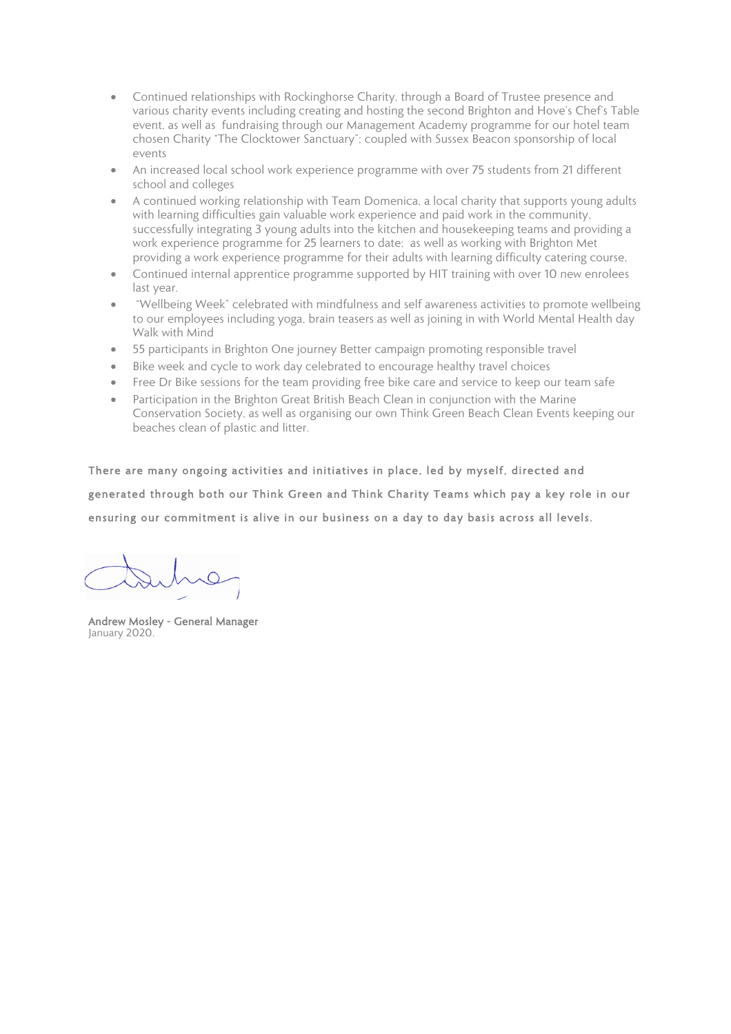- Continued relationships with Rockinghorse Charity, through a Board of Trustee presence and various charity events including creating and hosting the second Brighton and Hove's Chef's Table event, as well as fundraising through our Management Academy programme for our hotel team chosen Charity "The Clocktower Sanctuary"; coupled with Sussex Beacon sponsorship of local events
- An increased local school work experience programme with over 75 students from 21 different school and colleges
- A continued working relationship with Team Domenica, a local charity that supports young adults with learning difficulties gain valuable work experience and paid work in the community, successfully integrating 3 young adults into the kitchen and housekeeping teams and providing a work experience programme for 25 learners to date; as well as working with Brighton Met providing a work experience programme for their adults with learning difficulty catering course,
- Continued internal apprentice programme supported by HIT training with over 10 new enrolees last year.
- "Wellbeing Week" celebrated with mindfulness and self awareness activities to promote wellbeing to our employees including yoga, brain teasers as well as joining in with World Mental Health day Walk with Mind
- 55 participants in Brighton One journey Better campaign promoting responsible travel
- Bike week and cycle to work day celebrated to encourage healthy travel choices
- Free Dr Bike sessions for the team providing free bike care and service to keep our team safe
- Participation in the Brighton Great British Beach Clean in conjunction with the Marine Conservation Society, as well as organising our own Think Green Beach Clean Events keeping our beaches clean of plastic and litter.

**There are many ongoing activities and initiatives in place, led by myself, directed and generated through both our Think Green and Think Charity Teams which pay a key role in our ensuring our commitment is alive in our business on a day to day basis across all levels.**

Andrew Mosley - General Manager
January 2020.